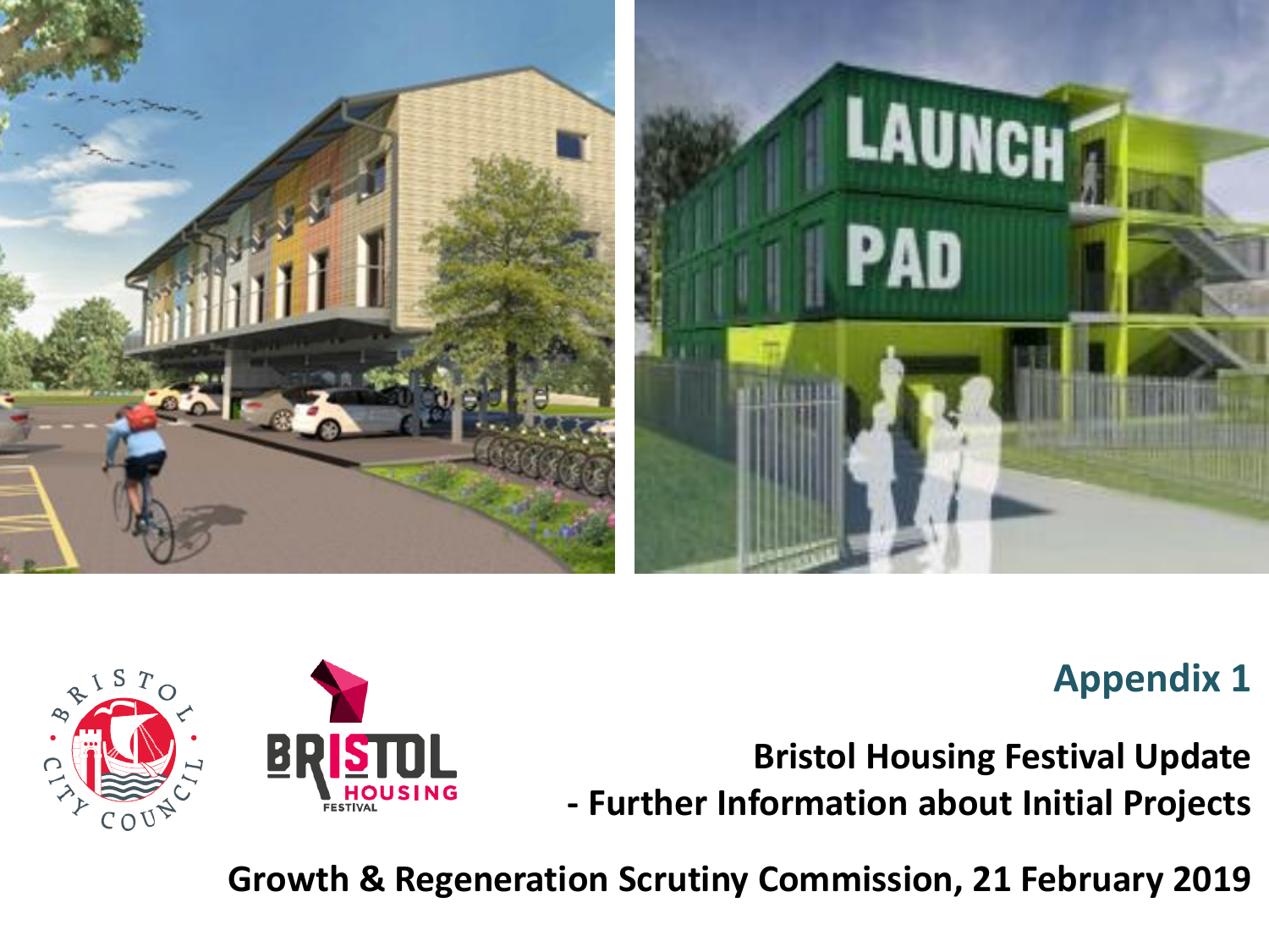# Appendix 1

## Bristol Housing Festival Update
## - Further Information about Initial Projects

**Growth & Regeneration Scrutiny Commission, 21 February 2019**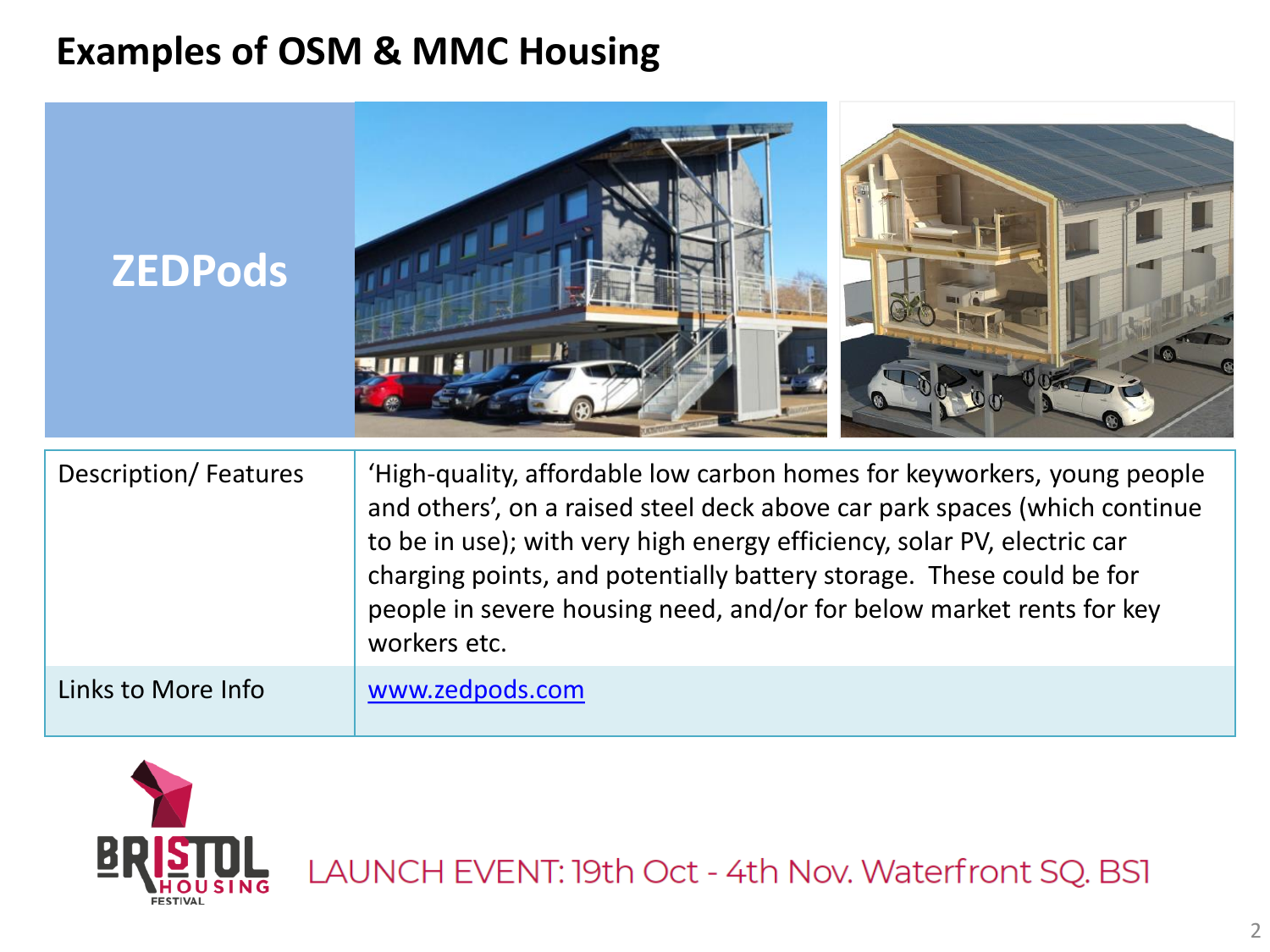# Examples of OSM & MMC Housing

## ZEDPods

| | |
|---|---|
| Description/ Features | 'High-quality, affordable low carbon homes for keyworkers, young people and others', on a raised steel deck above car park spaces (which continue to be in use); with very high energy efficiency, solar PV, electric car charging points, and potentially battery storage. These could be for people in severe housing need, and/or for below market rents for key workers etc. |
| Links to More Info | [www.zedpods.com](http://www.zedpods.com) |

LAUNCH EVENT: 19th Oct - 4th Nov. Waterfront SQ. BS1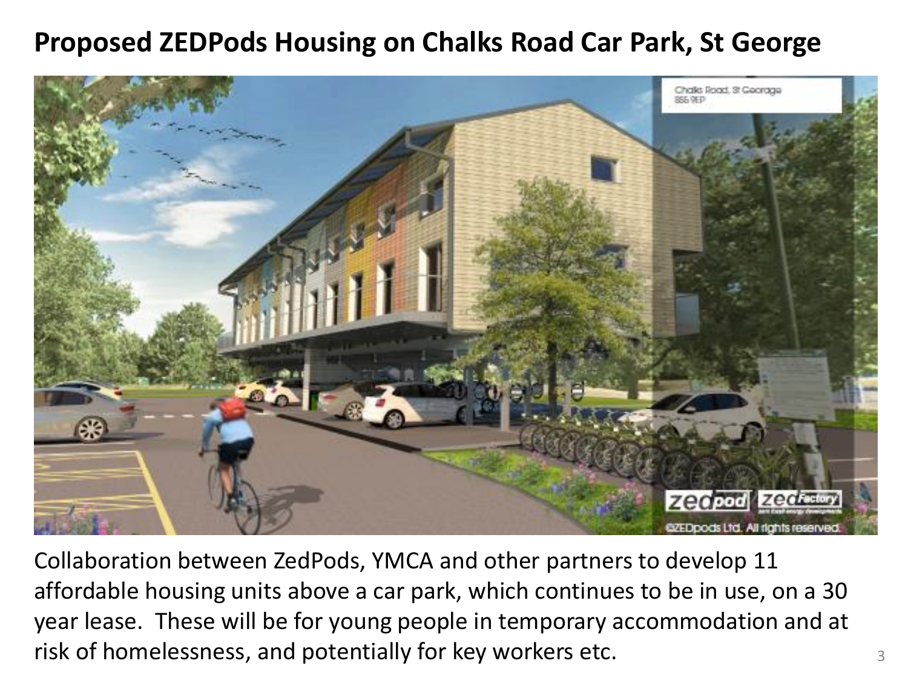# Proposed ZEDPods Housing on Chalks Road Car Park, St George

Collaboration between ZedPods, YMCA and other partners to develop 11 affordable housing units above a car park, which continues to be in use, on a 30 year lease. These will be for young people in temporary accommodation and at risk of homelessness, and potentially for key workers etc.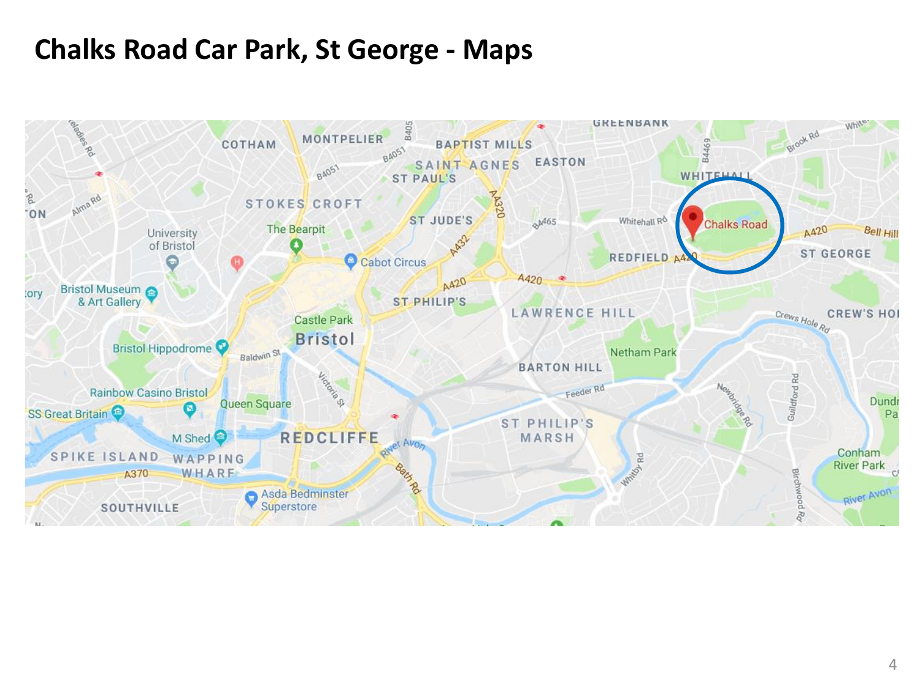# Chalks Road Car Park, St George - Maps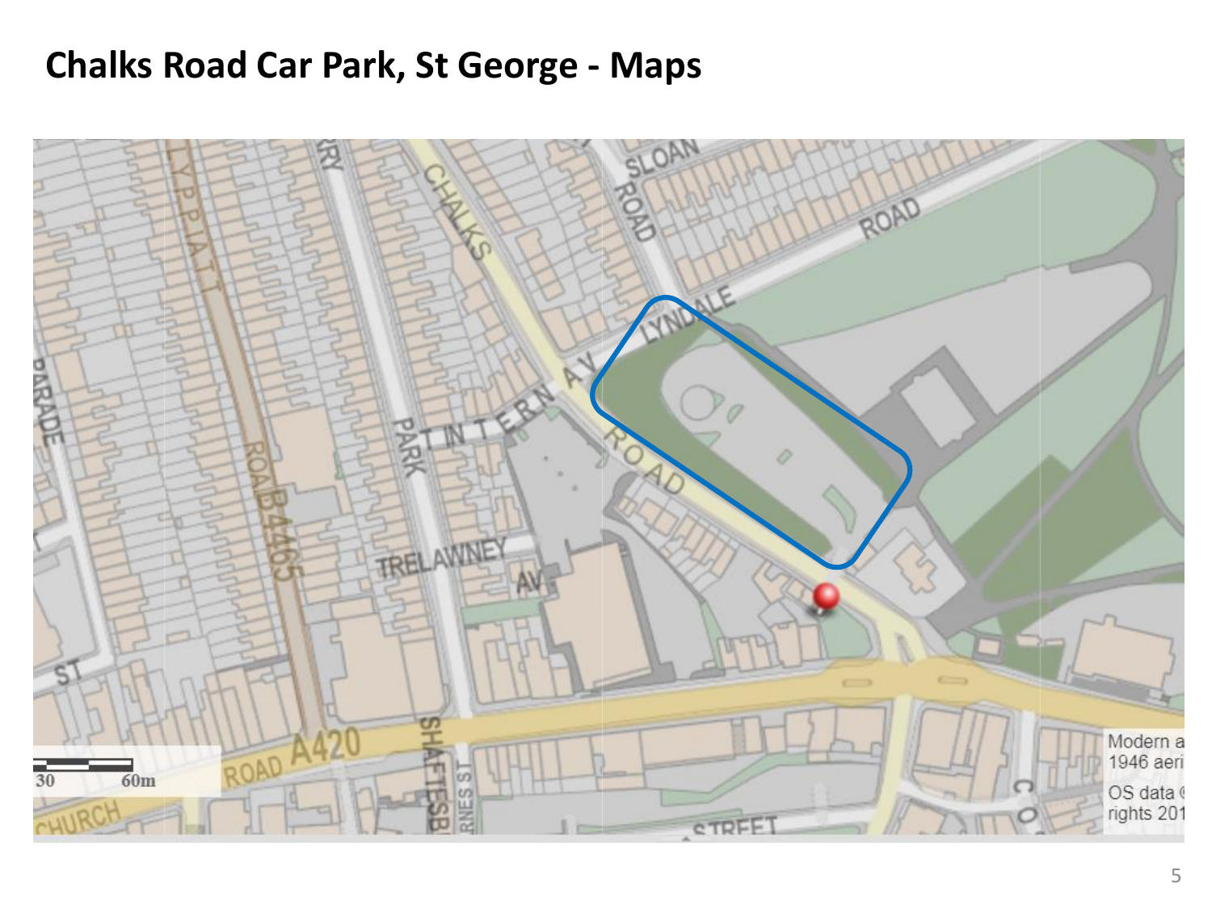# Chalks Road Car Park, St George - Maps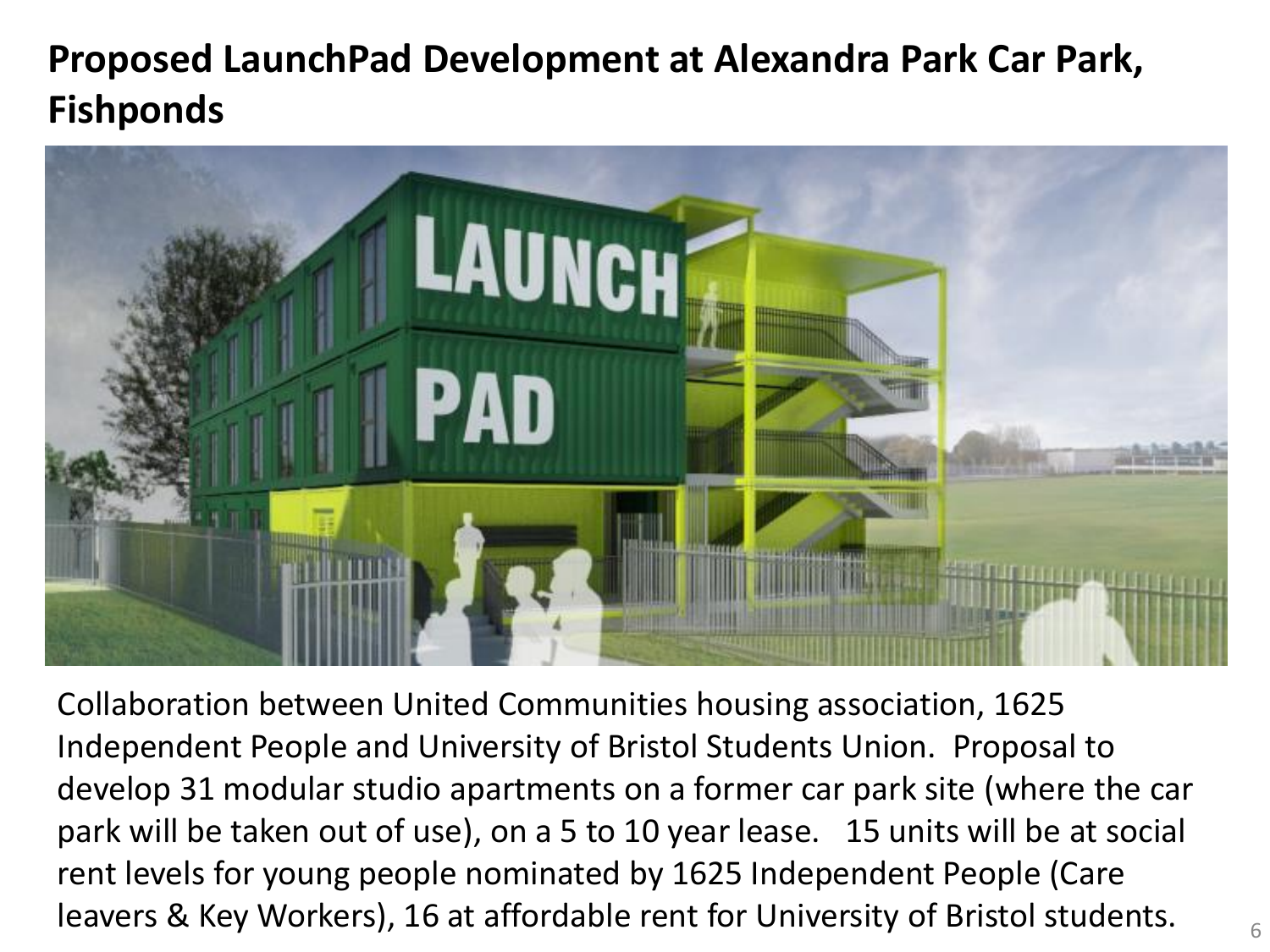# Proposed LaunchPad Development at Alexandra Park Car Park, Fishponds

Collaboration between United Communities housing association, 1625 Independent People and University of Bristol Students Union. Proposal to develop 31 modular studio apartments on a former car park site (where the car park will be taken out of use), on a 5 to 10 year lease. 15 units will be at social rent levels for young people nominated by 1625 Independent People (Care leavers & Key Workers), 16 at affordable rent for University of Bristol students.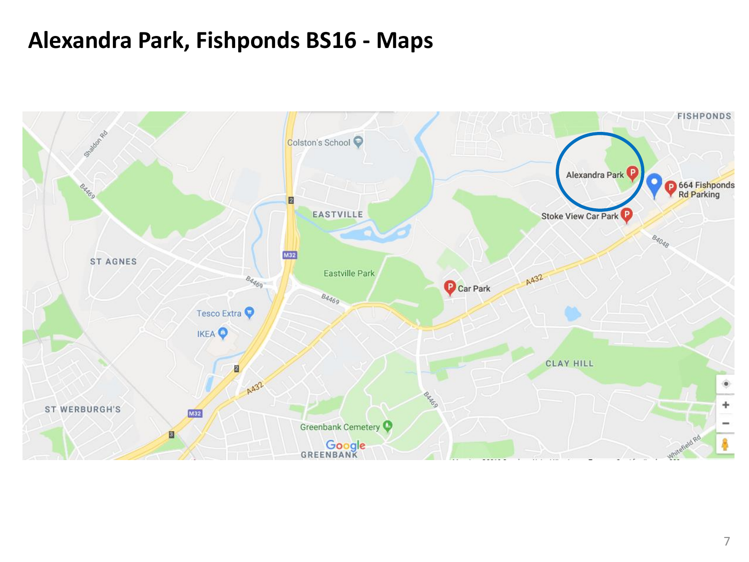# Alexandra Park, Fishponds BS16 - Maps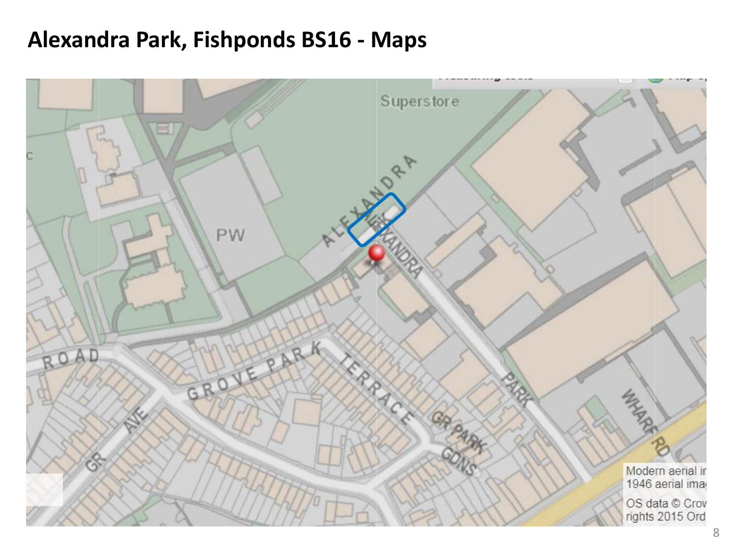# Alexandra Park, Fishponds BS16 - Maps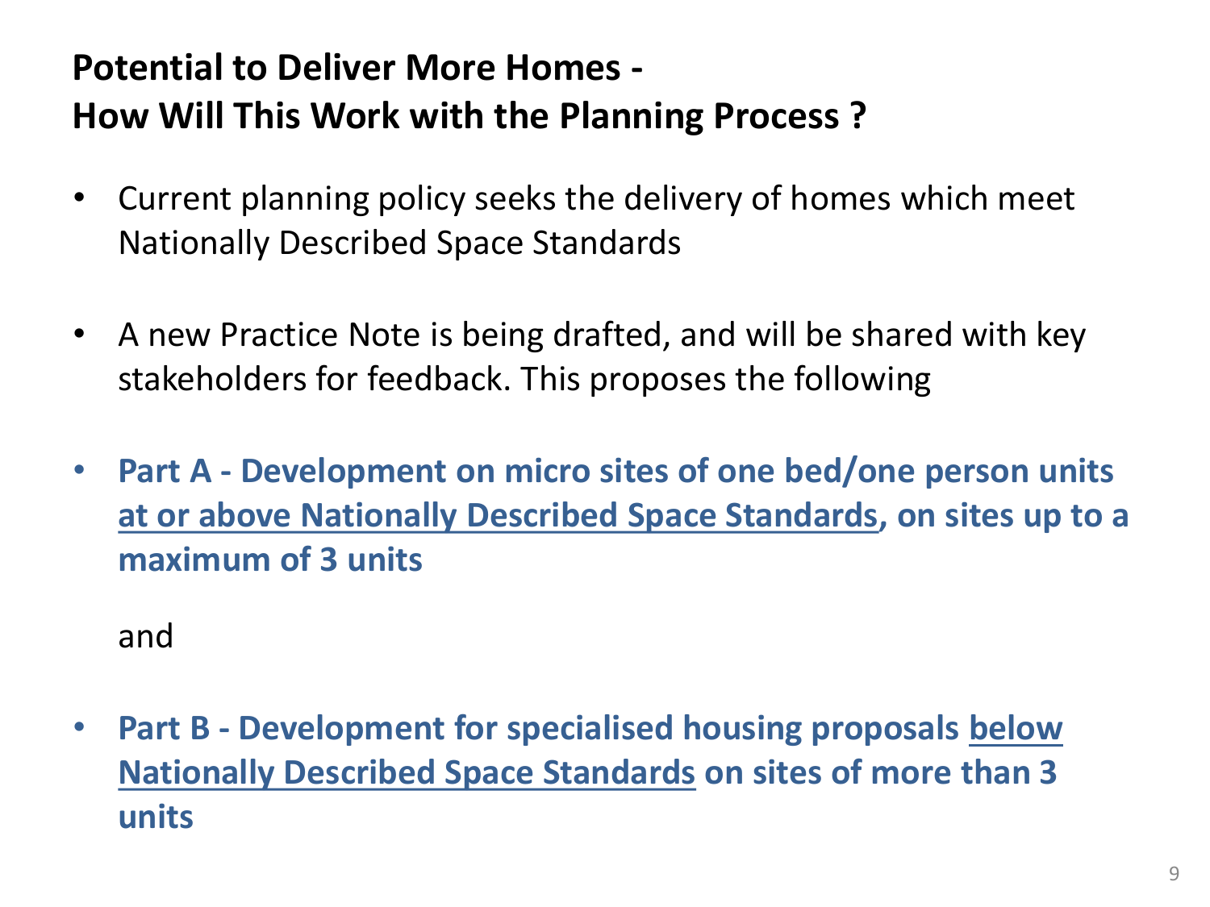## Potential to Deliver More Homes - How Will This Work with the Planning Process ?

- Current planning policy seeks the delivery of homes which meet Nationally Described Space Standards
- A new Practice Note is being drafted, and will be shared with key stakeholders for feedback. This proposes the following
- **Part A - Development on micro sites of one bed/one person units at or above Nationally Described Space Standards, on sites up to a maximum of 3 units**

  and

- **Part B - Development for specialised housing proposals below Nationally Described Space Standards on sites of more than 3 units**